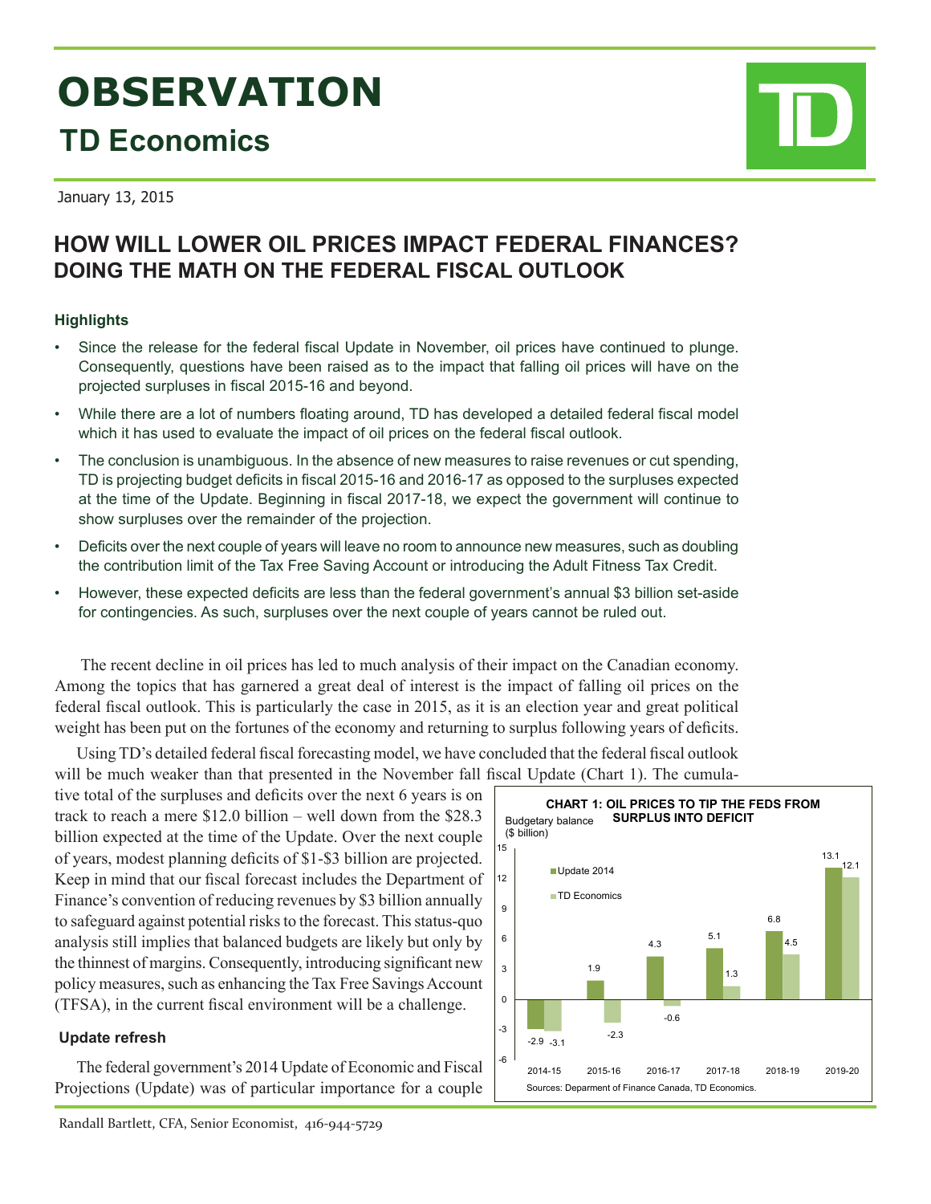# OBSERVATION

## TD Economics

January 13, 2015

## HOW WILL LOWER OIL PRICES IMPACT FEDERAL FINANCES? DOING THE MATH ON THE FEDERAL FISCAL OUTLOOK

### Highlights

- Since the release for the federal fiscal Update in November, oil prices have continued to plunge. Consequently, questions have been raised as to the impact that falling oil prices will have on the projected surpluses in fiscal 2015-16 and beyond.
- While there are a lot of numbers floating around, TD has developed a detailed federal fiscal model which it has used to evaluate the impact of oil prices on the federal fiscal outlook.
- The conclusion is unambiguous. In the absence of new measures to raise revenues or cut spending, TD is projecting budget deficits in fiscal 2015-16 and 2016-17 as opposed to the surpluses expected at the time of the Update. Beginning in fiscal 2017-18, we expect the government will continue to show surpluses over the remainder of the projection.
- Deficits over the next couple of years will leave no room to announce new measures, such as doubling the contribution limit of the Tax Free Saving Account or introducing the Adult Fitness Tax Credit.
- However, these expected deficits are less than the federal government's annual $3 billion set-aside for contingencies. As such, surpluses over the next couple of years cannot be ruled out.

The recent decline in oil prices has led to much analysis of their impact on the Canadian economy. Among the topics that has garnered a great deal of interest is the impact of falling oil prices on the federal fiscal outlook. This is particularly the case in 2015, as it is an election year and great political weight has been put on the fortunes of the economy and returning to surplus following years of deficits.

Using TD's detailed federal fiscal forecasting model, we have concluded that the federal fiscal outlook will be much weaker than that presented in the November fall fiscal Update (Chart 1). The cumulative total of the surpluses and deficits over the next 6 years is on track to reach a mere $12.0 billion – well down from the $28.3 billion expected at the time of the Update. Over the next couple of years, modest planning deficits of $1-$3 billion are projected. Keep in mind that our fiscal forecast includes the Department of Finance's convention of reducing revenues by $3 billion annually to safeguard against potential risks to the forecast. This status-quo analysis still implies that balanced budgets are likely but only by the thinnest of margins. Consequently, introducing significant new policy measures, such as enhancing the Tax Free Savings Account (TFSA), in the current fiscal environment will be a challenge.

**CHART 1: OIL PRICES TO TIP THE FEDS FROM SURPLUS INTO DEFICIT**

Budgetary balance ($ billion)

| | 2014-15 | 2015-16 | 2016-17 | 2017-18 | 2018-19 | 2019-20 |
|---|---|---|---|---|---|---|
| Update 2014 | -2.9 | 1.9 | 4.3 | 5.1 | 6.8 | 13.1 |
| TD Economics | -3.1 | -2.3 | -0.6 | 1.3 | 4.5 | 12.1 |

Sources: Deparment of Finance Canada, TD Economics.

### Update refresh

The federal government's 2014 Update of Economic and Fiscal Projections (Update) was of particular importance for a couple

Randall Bartlett, CFA, Senior Economist, 416-944-5729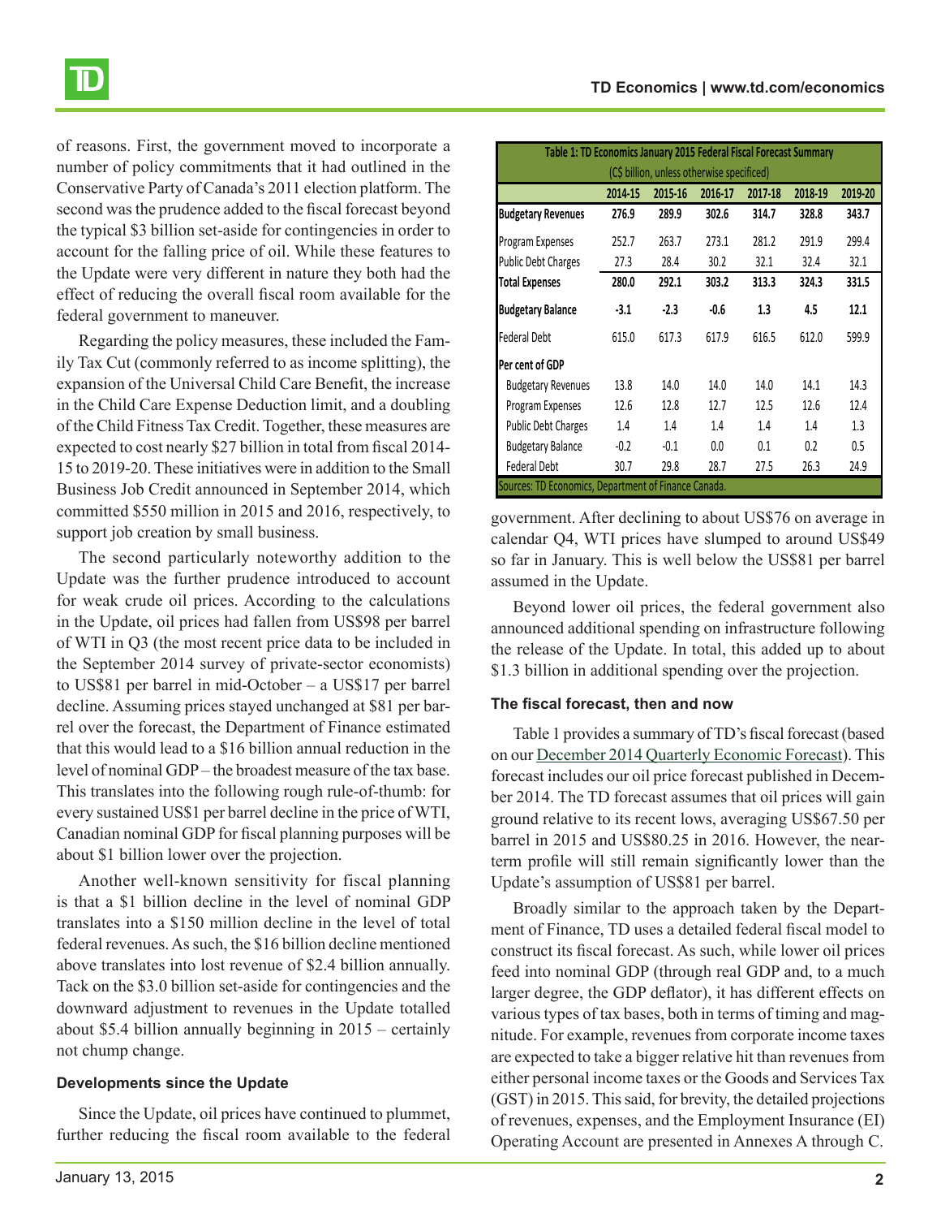of reasons. First, the government moved to incorporate a number of policy commitments that it had outlined in the Conservative Party of Canada's 2011 election platform. The second was the prudence added to the fiscal forecast beyond the typical $3 billion set-aside for contingencies in order to account for the falling price of oil. While these features to the Update were very different in nature they both had the effect of reducing the overall fiscal room available for the federal government to maneuver.

Regarding the policy measures, these included the Family Tax Cut (commonly referred to as income splitting), the expansion of the Universal Child Care Benefit, the increase in the Child Care Expense Deduction limit, and a doubling of the Child Fitness Tax Credit. Together, these measures are expected to cost nearly $27 billion in total from fiscal 2014-15 to 2019-20. These initiatives were in addition to the Small Business Job Credit announced in September 2014, which committed $550 million in 2015 and 2016, respectively, to support job creation by small business.

The second particularly noteworthy addition to the Update was the further prudence introduced to account for weak crude oil prices. According to the calculations in the Update, oil prices had fallen from US$98 per barrel of WTI in Q3 (the most recent price data to be included in the September 2014 survey of private-sector economists) to US$81 per barrel in mid-October – a US$17 per barrel decline. Assuming prices stayed unchanged at $81 per barrel over the forecast, the Department of Finance estimated that this would lead to a $16 billion annual reduction in the level of nominal GDP – the broadest measure of the tax base. This translates into the following rough rule-of-thumb: for every sustained US$1 per barrel decline in the price of WTI, Canadian nominal GDP for fiscal planning purposes will be about $1 billion lower over the projection.

Another well-known sensitivity for fiscal planning is that a $1 billion decline in the level of nominal GDP translates into a $150 million decline in the level of total federal revenues. As such, the $16 billion decline mentioned above translates into lost revenue of $2.4 billion annually. Tack on the $3.0 billion set-aside for contingencies and the downward adjustment to revenues in the Update totalled about $5.4 billion annually beginning in 2015 – certainly not chump change.

### Developments since the Update

Since the Update, oil prices have continued to plummet, further reducing the fiscal room available to the federal government. After declining to about US$76 on average in calendar Q4, WTI prices have slumped to around US$49 so far in January. This is well below the US$81 per barrel assumed in the Update.

**Table 1: TD Economics January 2015 Federal Fiscal Forecast Summary**
(C$ billion, unless otherwise specificed)

| | 2014-15 | 2015-16 | 2016-17 | 2017-18 | 2018-19 | 2019-20 |
|---|---|---|---|---|---|---|
| **Budgetary Revenues** | **276.9** | **289.9** | **302.6** | **314.7** | **328.8** | **343.7** |
| Program Expenses | 252.7 | 263.7 | 273.1 | 281.2 | 291.9 | 299.4 |
| Public Debt Charges | 27.3 | 28.4 | 30.2 | 32.1 | 32.4 | 32.1 |
| **Total Expenses** | **280.0** | **292.1** | **303.2** | **313.3** | **324.3** | **331.5** |
| **Budgetary Balance** | **-3.1** | **-2.3** | **-0.6** | **1.3** | **4.5** | **12.1** |
| Federal Debt | 615.0 | 617.3 | 617.9 | 616.5 | 612.0 | 599.9 |
| **Per cent of GDP** | | | | | | |
| Budgetary Revenues | 13.8 | 14.0 | 14.0 | 14.0 | 14.1 | 14.3 |
| Program Expenses | 12.6 | 12.8 | 12.7 | 12.5 | 12.6 | 12.4 |
| Public Debt Charges | 1.4 | 1.4 | 1.4 | 1.4 | 1.4 | 1.3 |
| Budgetary Balance | -0.2 | -0.1 | 0.0 | 0.1 | 0.2 | 0.5 |
| Federal Debt | 30.7 | 29.8 | 28.7 | 27.5 | 26.3 | 24.9 |

Sources: TD Economics, Department of Finance Canada.

Beyond lower oil prices, the federal government also announced additional spending on infrastructure following the release of the Update. In total, this added up to about $1.3 billion in additional spending over the projection.

### The fiscal forecast, then and now

Table 1 provides a summary of TD's fiscal forecast (based on our December 2014 Quarterly Economic Forecast). This forecast includes our oil price forecast published in December 2014. The TD forecast assumes that oil prices will gain ground relative to its recent lows, averaging US$67.50 per barrel in 2015 and US$80.25 in 2016. However, the near-term profile will still remain significantly lower than the Update's assumption of US$81 per barrel.

Broadly similar to the approach taken by the Department of Finance, TD uses a detailed federal fiscal model to construct its fiscal forecast. As such, while lower oil prices feed into nominal GDP (through real GDP and, to a much larger degree, the GDP deflator), it has different effects on various types of tax bases, both in terms of timing and magnitude. For example, revenues from corporate income taxes are expected to take a bigger relative hit than revenues from either personal income taxes or the Goods and Services Tax (GST) in 2015. This said, for brevity, the detailed projections of revenues, expenses, and the Employment Insurance (EI) Operating Account are presented in Annexes A through C.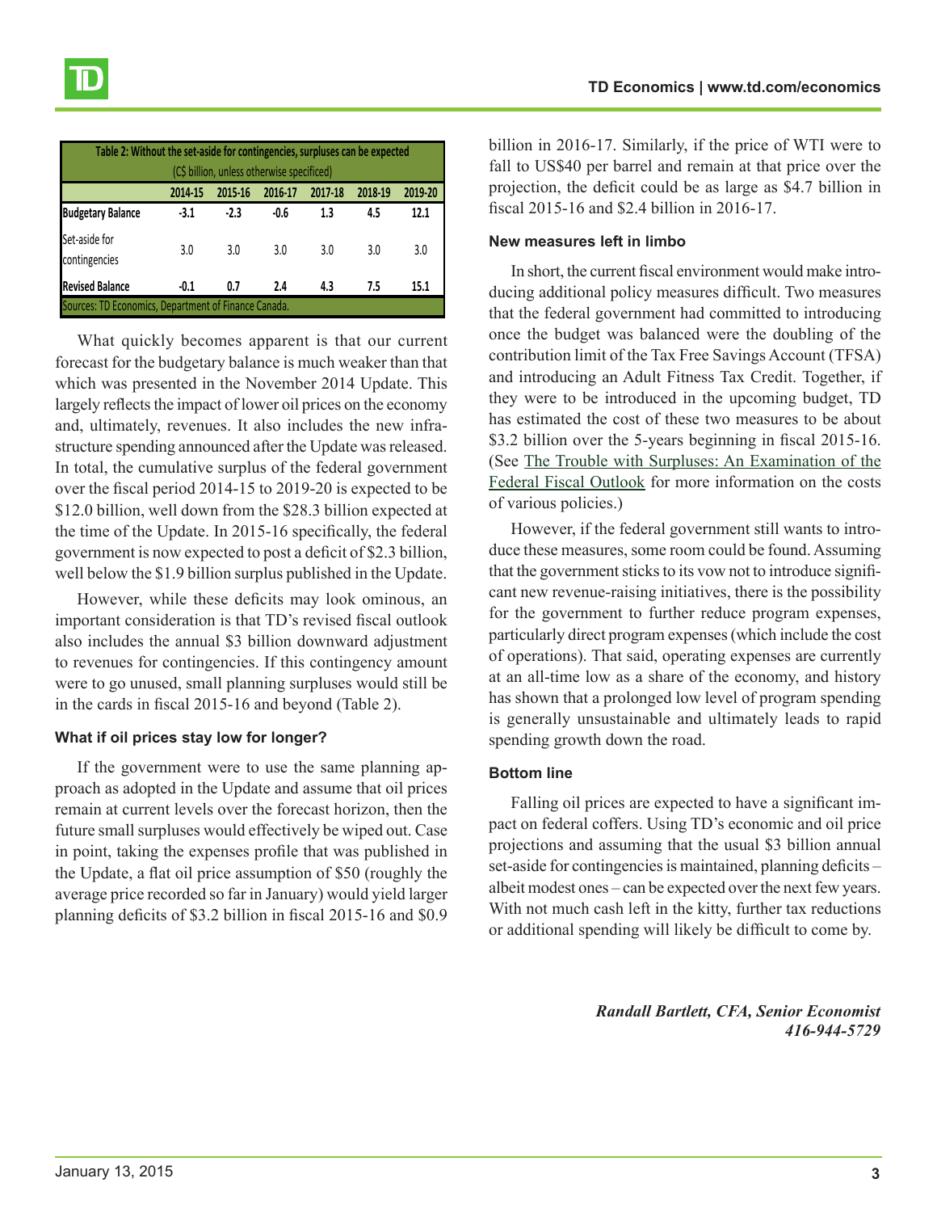| Table 2: Without the set-aside for contingencies, surpluses can be expected (C$ billion, unless otherwise specificed) | | | | | | |
|---|---|---|---|---|---|---|
| | 2014-15 | 2015-16 | 2016-17 | 2017-18 | 2018-19 | 2019-20 |
| **Budgetary Balance** | **-3.1** | **-2.3** | **-0.6** | **1.3** | **4.5** | **12.1** |
| Set-aside for contingencies | 3.0 | 3.0 | 3.0 | 3.0 | 3.0 | 3.0 |
| **Revised Balance** | **-0.1** | **0.7** | **2.4** | **4.3** | **7.5** | **15.1** |
| Sources: TD Economics, Department of Finance Canada. | | | | | | |

What quickly becomes apparent is that our current forecast for the budgetary balance is much weaker than that which was presented in the November 2014 Update. This largely reflects the impact of lower oil prices on the economy and, ultimately, revenues. It also includes the new infrastructure spending announced after the Update was released. In total, the cumulative surplus of the federal government over the fiscal period 2014-15 to 2019-20 is expected to be $12.0 billion, well down from the $28.3 billion expected at the time of the Update. In 2015-16 specifically, the federal government is now expected to post a deficit of $2.3 billion, well below the $1.9 billion surplus published in the Update.

However, while these deficits may look ominous, an important consideration is that TD's revised fiscal outlook also includes the annual $3 billion downward adjustment to revenues for contingencies. If this contingency amount were to go unused, small planning surpluses would still be in the cards in fiscal 2015-16 and beyond (Table 2).

### What if oil prices stay low for longer?

If the government were to use the same planning approach as adopted in the Update and assume that oil prices remain at current levels over the forecast horizon, then the future small surpluses would effectively be wiped out. Case in point, taking the expenses profile that was published in the Update, a flat oil price assumption of $50 (roughly the average price recorded so far in January) would yield larger planning deficits of $3.2 billion in fiscal 2015-16 and $0.9 billion in 2016-17. Similarly, if the price of WTI were to fall to US$40 per barrel and remain at that price over the projection, the deficit could be as large as $4.7 billion in fiscal 2015-16 and $2.4 billion in 2016-17.

### New measures left in limbo

In short, the current fiscal environment would make introducing additional policy measures difficult. Two measures that the federal government had committed to introducing once the budget was balanced were the doubling of the contribution limit of the Tax Free Savings Account (TFSA) and introducing an Adult Fitness Tax Credit. Together, if they were to be introduced in the upcoming budget, TD has estimated the cost of these two measures to be about $3.2 billion over the 5-years beginning in fiscal 2015-16. (See The Trouble with Surpluses: An Examination of the Federal Fiscal Outlook for more information on the costs of various policies.)

However, if the federal government still wants to introduce these measures, some room could be found. Assuming that the government sticks to its vow not to introduce significant new revenue-raising initiatives, there is the possibility for the government to further reduce program expenses, particularly direct program expenses (which include the cost of operations). That said, operating expenses are currently at an all-time low as a share of the economy, and history has shown that a prolonged low level of program spending is generally unsustainable and ultimately leads to rapid spending growth down the road.

### Bottom line

Falling oil prices are expected to have a significant impact on federal coffers. Using TD's economic and oil price projections and assuming that the usual $3 billion annual set-aside for contingencies is maintained, planning deficits – albeit modest ones – can be expected over the next few years. With not much cash left in the kitty, further tax reductions or additional spending will likely be difficult to come by.

***Randall Bartlett, CFA, Senior Economist***
***416-944-5729***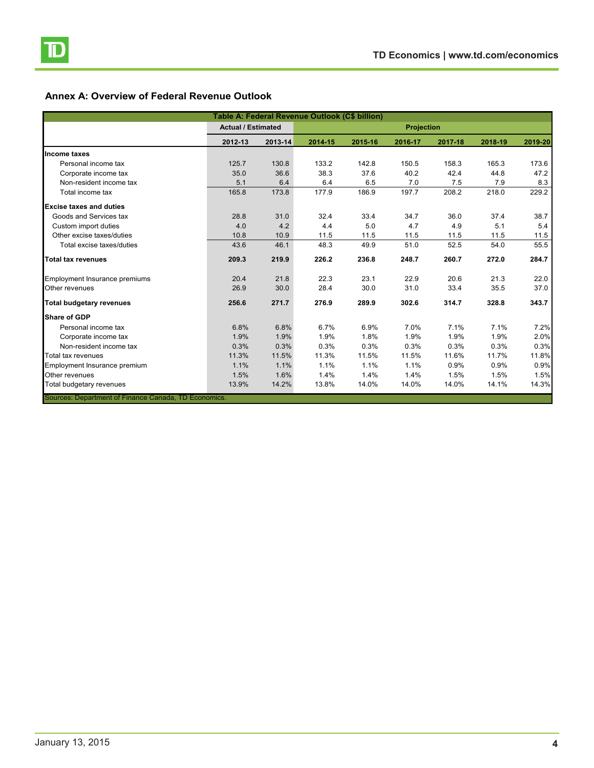## Annex A: Overview of Federal Revenue Outlook

| Table A: Federal Revenue Outlook (C$ billion) | | | | | | | | |
|---|---|---|---|---|---|---|---|---|
| | Actual / Estimated | | Projection | | | | | |
| | 2012-13 | 2013-14 | 2014-15 | 2015-16 | 2016-17 | 2017-18 | 2018-19 | 2019-20 |
| **Income taxes** | | | | | | | | |
| Personal income tax | 125.7 | 130.8 | 133.2 | 142.8 | 150.5 | 158.3 | 165.3 | 173.6 |
| Corporate income tax | 35.0 | 36.6 | 38.3 | 37.6 | 40.2 | 42.4 | 44.8 | 47.2 |
| Non-resident income tax | 5.1 | 6.4 | 6.4 | 6.5 | 7.0 | 7.5 | 7.9 | 8.3 |
| Total income tax | 165.8 | 173.8 | 177.9 | 186.9 | 197.7 | 208.2 | 218.0 | 229.2 |
| **Excise taxes and duties** | | | | | | | | |
| Goods and Services tax | 28.8 | 31.0 | 32.4 | 33.4 | 34.7 | 36.0 | 37.4 | 38.7 |
| Custom import duties | 4.0 | 4.2 | 4.4 | 5.0 | 4.7 | 4.9 | 5.1 | 5.4 |
| Other excise taxes/duties | 10.8 | 10.9 | 11.5 | 11.5 | 11.5 | 11.5 | 11.5 | 11.5 |
| Total excise taxes/duties | 43.6 | 46.1 | 48.3 | 49.9 | 51.0 | 52.5 | 54.0 | 55.5 |
| **Total tax revenues** | **209.3** | **219.9** | **226.2** | **236.8** | **248.7** | **260.7** | **272.0** | **284.7** |
| Employment Insurance premiums | 20.4 | 21.8 | 22.3 | 23.1 | 22.9 | 20.6 | 21.3 | 22.0 |
| Other revenues | 26.9 | 30.0 | 28.4 | 30.0 | 31.0 | 33.4 | 35.5 | 37.0 |
| **Total budgetary revenues** | **256.6** | **271.7** | **276.9** | **289.9** | **302.6** | **314.7** | **328.8** | **343.7** |
| **Share of GDP** | | | | | | | | |
| Personal income tax | 6.8% | 6.8% | 6.7% | 6.9% | 7.0% | 7.1% | 7.1% | 7.2% |
| Corporate income tax | 1.9% | 1.9% | 1.9% | 1.8% | 1.9% | 1.9% | 1.9% | 2.0% |
| Non-resident income tax | 0.3% | 0.3% | 0.3% | 0.3% | 0.3% | 0.3% | 0.3% | 0.3% |
| Total tax revenues | 11.3% | 11.5% | 11.3% | 11.5% | 11.5% | 11.6% | 11.7% | 11.8% |
| Employment Insurance premium | 1.1% | 1.1% | 1.1% | 1.1% | 1.1% | 0.9% | 0.9% | 0.9% |
| Other revenues | 1.5% | 1.6% | 1.4% | 1.4% | 1.4% | 1.5% | 1.5% | 1.5% |
| Total budgetary revenues | 13.9% | 14.2% | 13.8% | 14.0% | 14.0% | 14.0% | 14.1% | 14.3% |

Sources: Department of Finance Canada, TD Economics.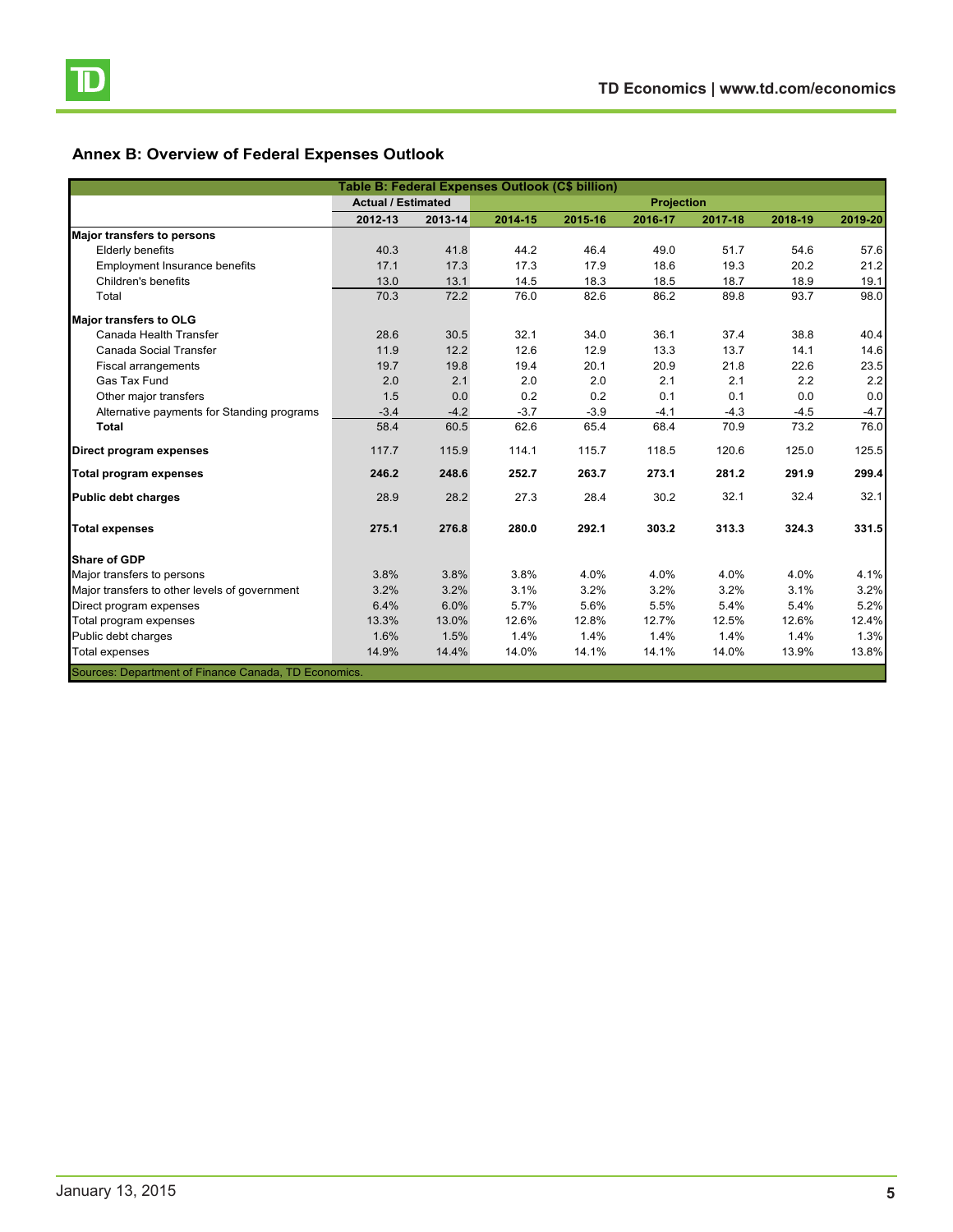## Annex B: Overview of Federal Expenses Outlook

| Table B: Federal Expenses Outlook (C$ billion) | | | | | | | | |
|---|---|---|---|---|---|---|---|---|
| | Actual / Estimated | | Projection | | | | | |
| | 2012-13 | 2013-14 | 2014-15 | 2015-16 | 2016-17 | 2017-18 | 2018-19 | 2019-20 |
| **Major transfers to persons** | | | | | | | | |
| Elderly benefits | 40.3 | 41.8 | 44.2 | 46.4 | 49.0 | 51.7 | 54.6 | 57.6 |
| Employment Insurance benefits | 17.1 | 17.3 | 17.3 | 17.9 | 18.6 | 19.3 | 20.2 | 21.2 |
| Children's benefits | 13.0 | 13.1 | 14.5 | 18.3 | 18.5 | 18.7 | 18.9 | 19.1 |
| Total | 70.3 | 72.2 | 76.0 | 82.6 | 86.2 | 89.8 | 93.7 | 98.0 |
| **Major transfers to OLG** | | | | | | | | |
| Canada Health Transfer | 28.6 | 30.5 | 32.1 | 34.0 | 36.1 | 37.4 | 38.8 | 40.4 |
| Canada Social Transfer | 11.9 | 12.2 | 12.6 | 12.9 | 13.3 | 13.7 | 14.1 | 14.6 |
| Fiscal arrangements | 19.7 | 19.8 | 19.4 | 20.1 | 20.9 | 21.8 | 22.6 | 23.5 |
| Gas Tax Fund | 2.0 | 2.1 | 2.0 | 2.0 | 2.1 | 2.1 | 2.2 | 2.2 |
| Other major transfers | 1.5 | 0.0 | 0.2 | 0.2 | 0.1 | 0.1 | 0.0 | 0.0 |
| Alternative payments for Standing programs | -3.4 | -4.2 | -3.7 | -3.9 | -4.1 | -4.3 | -4.5 | -4.7 |
| **Total** | 58.4 | 60.5 | 62.6 | 65.4 | 68.4 | 70.9 | 73.2 | 76.0 |
| **Direct program expenses** | 117.7 | 115.9 | 114.1 | 115.7 | 118.5 | 120.6 | 125.0 | 125.5 |
| **Total program expenses** | **246.2** | **248.6** | **252.7** | **263.7** | **273.1** | **281.2** | **291.9** | **299.4** |
| **Public debt charges** | 28.9 | 28.2 | 27.3 | 28.4 | 30.2 | 32.1 | 32.4 | 32.1 |
| **Total expenses** | **275.1** | **276.8** | **280.0** | **292.1** | **303.2** | **313.3** | **324.3** | **331.5** |
| **Share of GDP** | | | | | | | | |
| Major transfers to persons | 3.8% | 3.8% | 3.8% | 4.0% | 4.0% | 4.0% | 4.0% | 4.1% |
| Major transfers to other levels of government | 3.2% | 3.2% | 3.1% | 3.2% | 3.2% | 3.2% | 3.1% | 3.2% |
| Direct program expenses | 6.4% | 6.0% | 5.7% | 5.6% | 5.5% | 5.4% | 5.4% | 5.2% |
| Total program expenses | 13.3% | 13.0% | 12.6% | 12.8% | 12.7% | 12.5% | 12.6% | 12.4% |
| Public debt charges | 1.6% | 1.5% | 1.4% | 1.4% | 1.4% | 1.4% | 1.4% | 1.3% |
| Total expenses | 14.9% | 14.4% | 14.0% | 14.1% | 14.1% | 14.0% | 13.9% | 13.8% |

Sources: Department of Finance Canada, TD Economics.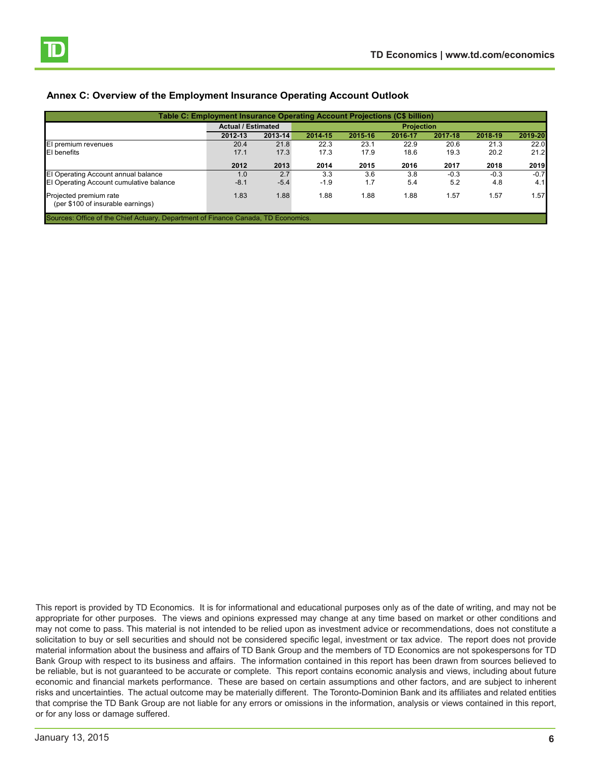## Annex C: Overview of the Employment Insurance Operating Account Outlook

| Table C: Employment Insurance Operating Account Projections (C$ billion) | | | | | | | | |
|---|---|---|---|---|---|---|---|---|
| | Actual / Estimated | | Projection | | | | | |
| | 2012-13 | 2013-14 | 2014-15 | 2015-16 | 2016-17 | 2017-18 | 2018-19 | 2019-20 |
| EI premium revenues | 20.4 | 21.8 | 22.3 | 23.1 | 22.9 | 20.6 | 21.3 | 22.0 |
| EI benefits | 17.1 | 17.3 | 17.3 | 17.9 | 18.6 | 19.3 | 20.2 | 21.2 |
| | 2012 | 2013 | 2014 | 2015 | 2016 | 2017 | 2018 | 2019 |
| EI Operating Account annual balance | 1.0 | 2.7 | 3.3 | 3.6 | 3.8 | -0.3 | -0.3 | -0.7 |
| EI Operating Account cumulative balance | -8.1 | -5.4 | -1.9 | 1.7 | 5.4 | 5.2 | 4.8 | 4.1 |
| Projected premium rate (per $100 of insurable earnings) | 1.83 | 1.88 | 1.88 | 1.88 | 1.88 | 1.57 | 1.57 | 1.57 |

Sources: Office of the Chief Actuary, Department of Finance Canada, TD Economics.

This report is provided by TD Economics. It is for informational and educational purposes only as of the date of writing, and may not be appropriate for other purposes. The views and opinions expressed may change at any time based on market or other conditions and may not come to pass. This material is not intended to be relied upon as investment advice or recommendations, does not constitute a solicitation to buy or sell securities and should not be considered specific legal, investment or tax advice. The report does not provide material information about the business and affairs of TD Bank Group and the members of TD Economics are not spokespersons for TD Bank Group with respect to its business and affairs. The information contained in this report has been drawn from sources believed to be reliable, but is not guaranteed to be accurate or complete. This report contains economic analysis and views, including about future economic and financial markets performance. These are based on certain assumptions and other factors, and are subject to inherent risks and uncertainties. The actual outcome may be materially different. The Toronto-Dominion Bank and its affiliates and related entities that comprise the TD Bank Group are not liable for any errors or omissions in the information, analysis or views contained in this report, or for any loss or damage suffered.